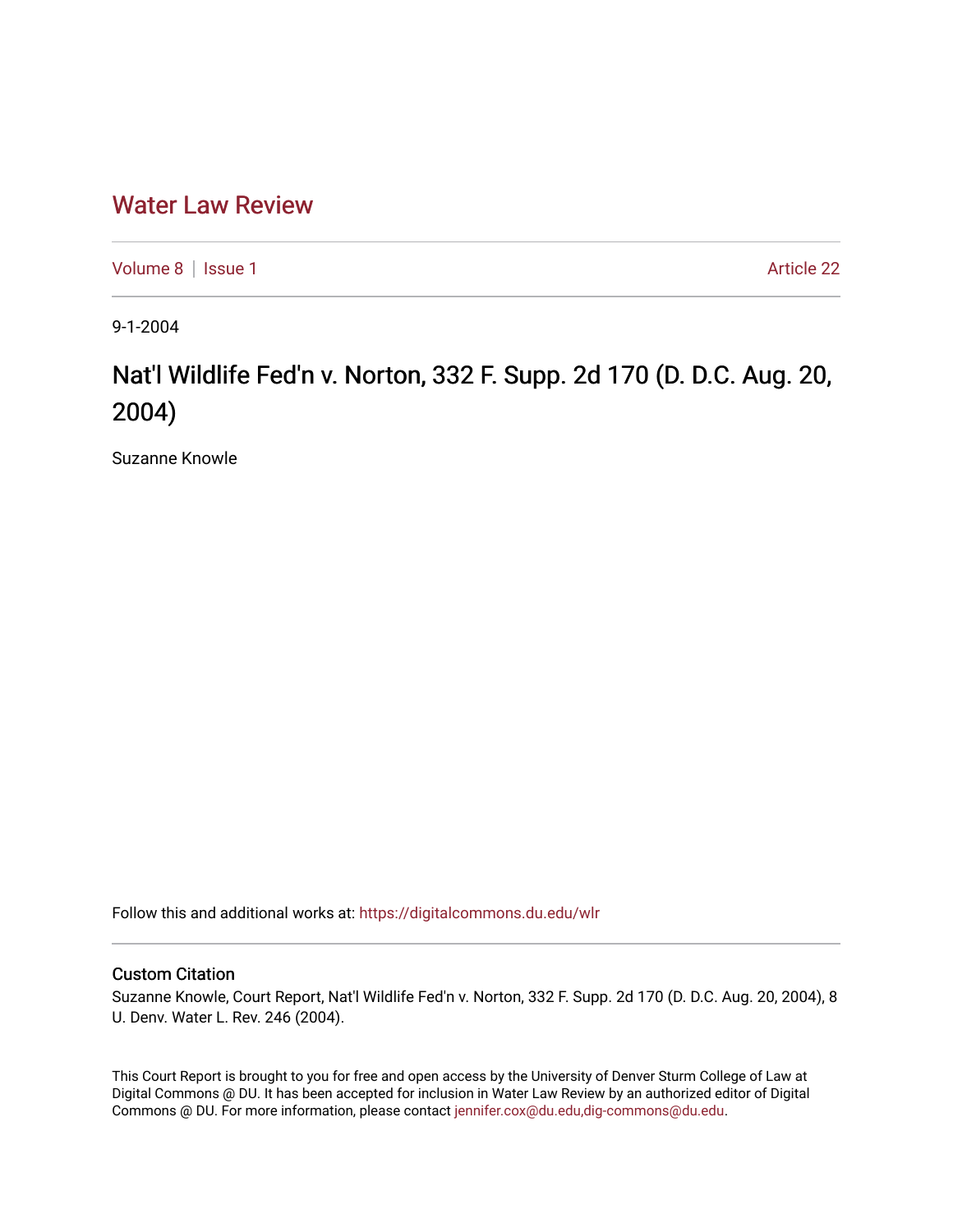# Water Law Review

Volume 8 | Issue 1 Article 22

9-1-2004

## Nat'l Wildlife Fed'n v. Norton, 332 F. Supp. 2d 170 (D. D.C. Aug. 20, 2004)

Suzanne Knowle

Follow this and additional works at: https://digitalcommons.du.edu/wlr

### Custom Citation

Suzanne Knowle, Court Report, Nat'l Wildlife Fed'n v. Norton, 332 F. Supp. 2d 170 (D. D.C. Aug. 20, 2004), 8 U. Denv. Water L. Rev. 246 (2004).

This Court Report is brought to you for free and open access by the University of Denver Sturm College of Law at Digital Commons @ DU. It has been accepted for inclusion in Water Law Review by an authorized editor of Digital Commons @ DU. For more information, please contact jennifer.cox@du.edu,dig-commons@du.edu.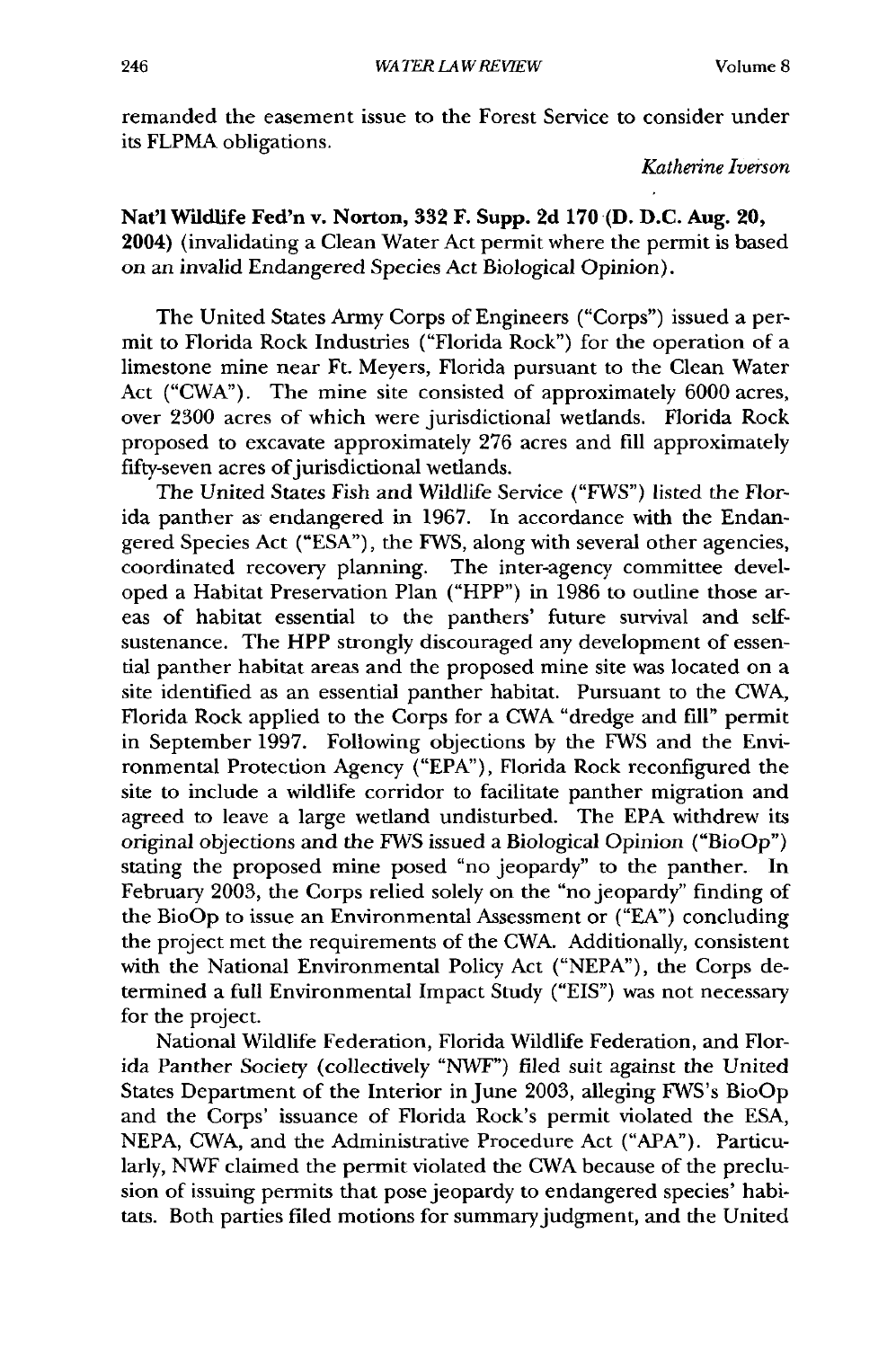remanded the easement issue to the Forest Service to consider under its FLPMA obligations.

*Katherine Iverson*

**Nat'l Wildlife Fed'n v. Norton, 332 F. Supp. 2d 170 (D. D.C. Aug. 20, 2004)** (invalidating a Clean Water Act permit where the permit is based on an invalid Endangered Species Act Biological Opinion).

The United States Army Corps of Engineers ("Corps") issued a permit to Florida Rock Industries ("Florida Rock") for the operation of a limestone mine near Ft. Meyers, Florida pursuant to the Clean Water Act ("CWA"). The mine site consisted of approximately 6000 acres, over 2300 acres of which were jurisdictional wetlands. Florida Rock proposed to excavate approximately 276 acres and fill approximately fifty-seven acres of jurisdictional wetlands.

The United States Fish and Wildlife Service ("FWS") listed the Florida panther as endangered in 1967. In accordance with the Endangered Species Act ("ESA"), the FWS, along with several other agencies, coordinated recovery planning. The inter-agency committee developed a Habitat Preservation Plan ("HPP") in 1986 to outline those areas of habitat essential to the panthers' future survival and self-sustenance. The HPP strongly discouraged any development of essential panther habitat areas and the proposed mine site was located on a site identified as an essential panther habitat. Pursuant to the CWA, Florida Rock applied to the Corps for a CWA "dredge and fill" permit in September 1997. Following objections by the FWS and the Environmental Protection Agency ("EPA"), Florida Rock reconfigured the site to include a wildlife corridor to facilitate panther migration and agreed to leave a large wetland undisturbed. The EPA withdrew its original objections and the FWS issued a Biological Opinion ("BioOp") stating the proposed mine posed "no jeopardy" to the panther. In February 2003, the Corps relied solely on the "no jeopardy" finding of the BioOp to issue an Environmental Assessment or ("EA") concluding the project met the requirements of the CWA. Additionally, consistent with the National Environmental Policy Act ("NEPA"), the Corps determined a full Environmental Impact Study ("EIS") was not necessary for the project.

National Wildlife Federation, Florida Wildlife Federation, and Florida Panther Society (collectively "NWF") filed suit against the United States Department of the Interior in June 2003, alleging FWS's BioOp and the Corps' issuance of Florida Rock's permit violated the ESA, NEPA, CWA, and the Administrative Procedure Act ("APA"). Particularly, NWF claimed the permit violated the CWA because of the preclusion of issuing permits that pose jeopardy to endangered species' habitats. Both parties filed motions for summary judgment, and the United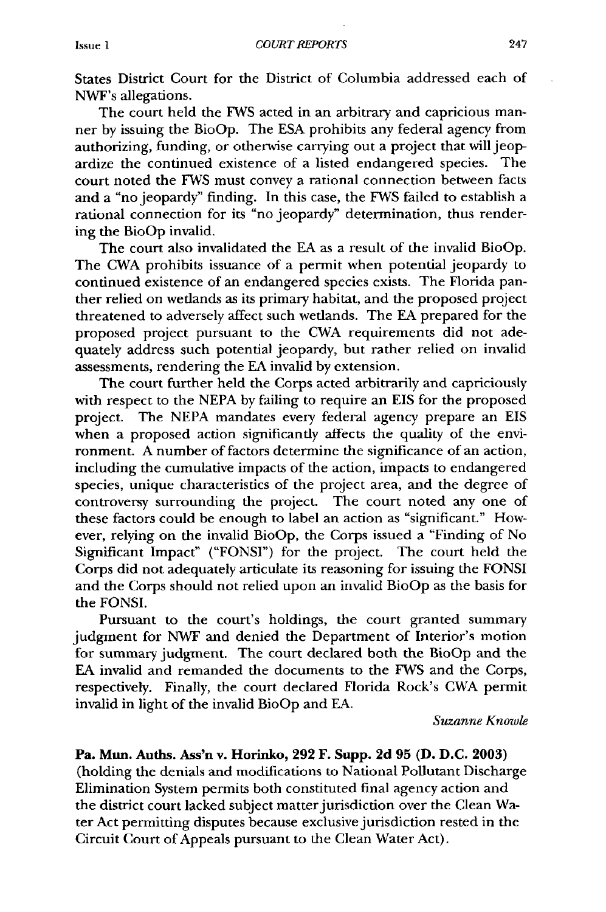States District Court for the District of Columbia addressed each of NWF's allegations.

The court held the FWS acted in an arbitrary and capricious manner by issuing the BioOp. The ESA prohibits any federal agency from authorizing, funding, or otherwise carrying out a project that will jeopardize the continued existence of a listed endangered species. The court noted the FWS must convey a rational connection between facts and a "no jeopardy" finding. In this case, the FWS failed to establish a rational connection for its "no jeopardy" determination, thus rendering the BioOp invalid.

The court also invalidated the EA as a result of the invalid BioOp. The CWA prohibits issuance of a permit when potential jeopardy to continued existence of an endangered species exists. The Florida panther relied on wetlands as its primary habitat, and the proposed project threatened to adversely affect such wetlands. The EA prepared for the proposed project pursuant to the CWA requirements did not adequately address such potential jeopardy, but rather relied on invalid assessments, rendering the EA invalid by extension.

The court further held the Corps acted arbitrarily and capriciously with respect to the NEPA by failing to require an EIS for the proposed project. The NEPA mandates every federal agency prepare an EIS when a proposed action significantly affects the quality of the environment. A number of factors determine the significance of an action, including the cumulative impacts of the action, impacts to endangered species, unique characteristics of the project area, and the degree of controversy surrounding the project. The court noted any one of these factors could be enough to label an action as "significant." However, relying on the invalid BioOp, the Corps issued a "Finding of No Significant Impact" ("FONSI") for the project. The court held the Corps did not adequately articulate its reasoning for issuing the FONSI and the Corps should not relied upon an invalid BioOp as the basis for the FONSI.

Pursuant to the court's holdings, the court granted summary judgment for NWF and denied the Department of Interior's motion for summary judgment. The court declared both the BioOp and the EA invalid and remanded the documents to the FWS and the Corps, respectively. Finally, the court declared Florida Rock's CWA permit invalid in light of the invalid BioOp and EA.

*Suzanne Knowle*

**Pa. Mun. Auths. Ass'n v. Horinko, 292 F. Supp. 2d 95 (D. D.C. 2003)** (holding the denials and modifications to National Pollutant Discharge Elimination System permits both constituted final agency action and the district court lacked subject matter jurisdiction over the Clean Water Act permitting disputes because exclusive jurisdiction rested in the Circuit Court of Appeals pursuant to the Clean Water Act).